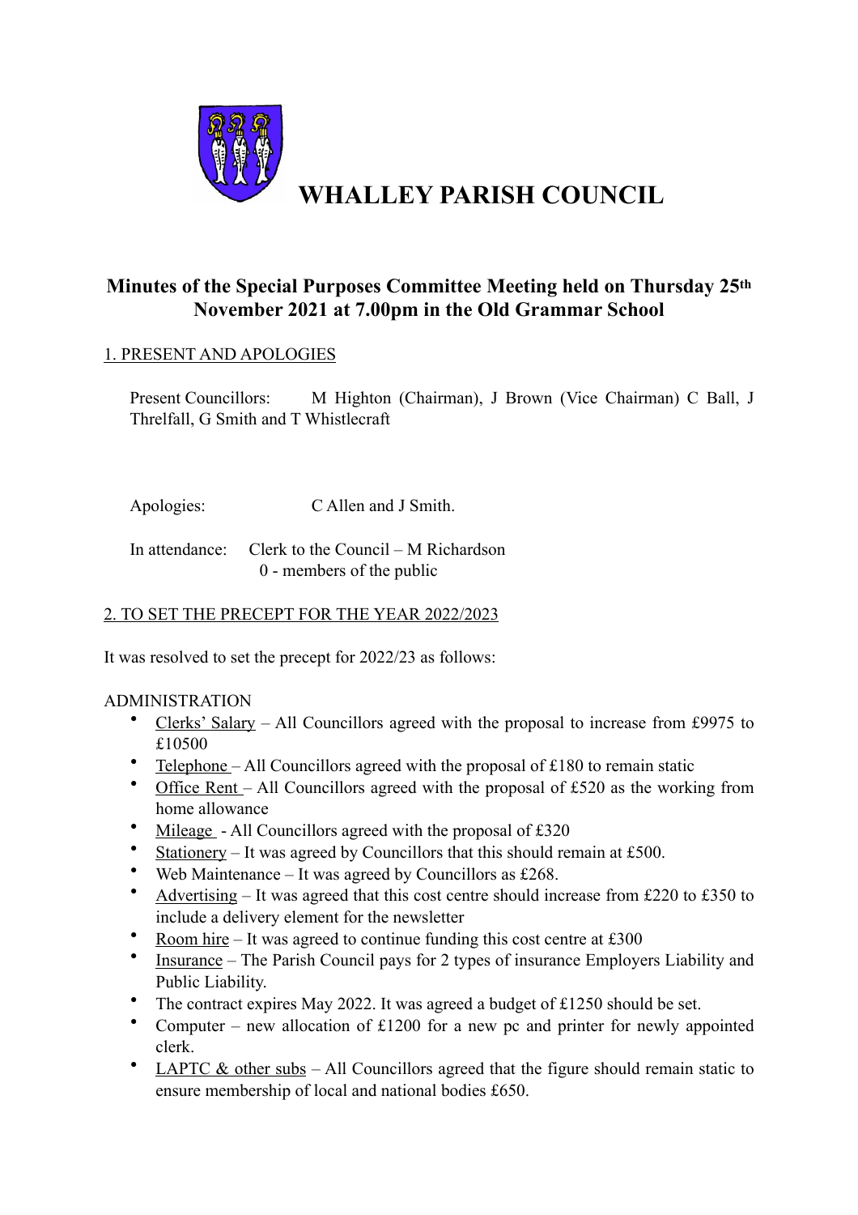# WHALLEY PARISH COUNCIL

## Minutes of the Special Purposes Committee Meeting held on Thursday 25th November 2021 at 7.00pm in the Old Grammar School

### 1. PRESENT AND APOLOGIES

Present Councillors: M Highton (Chairman), J Brown (Vice Chairman) C Ball, J Threlfall, G Smith and T Whistlecraft

Apologies: C Allen and J Smith.

In attendance: Clerk to the Council – M Richardson
0 - members of the public

### 2. TO SET THE PRECEPT FOR THE YEAR 2022/2023

It was resolved to set the precept for 2022/23 as follows:

ADMINISTRATION

- Clerks' Salary – All Councillors agreed with the proposal to increase from £9975 to £10500
- Telephone – All Councillors agreed with the proposal of £180 to remain static
- Office Rent – All Councillors agreed with the proposal of £520 as the working from home allowance
- Mileage - All Councillors agreed with the proposal of £320
- Stationery – It was agreed by Councillors that this should remain at £500.
- Web Maintenance – It was agreed by Councillors as £268.
- Advertising – It was agreed that this cost centre should increase from £220 to £350 to include a delivery element for the newsletter
- Room hire – It was agreed to continue funding this cost centre at £300
- Insurance – The Parish Council pays for 2 types of insurance Employers Liability and Public Liability.
- The contract expires May 2022. It was agreed a budget of £1250 should be set.
- Computer – new allocation of £1200 for a new pc and printer for newly appointed clerk.
- LAPTC & other subs – All Councillors agreed that the figure should remain static to ensure membership of local and national bodies £650.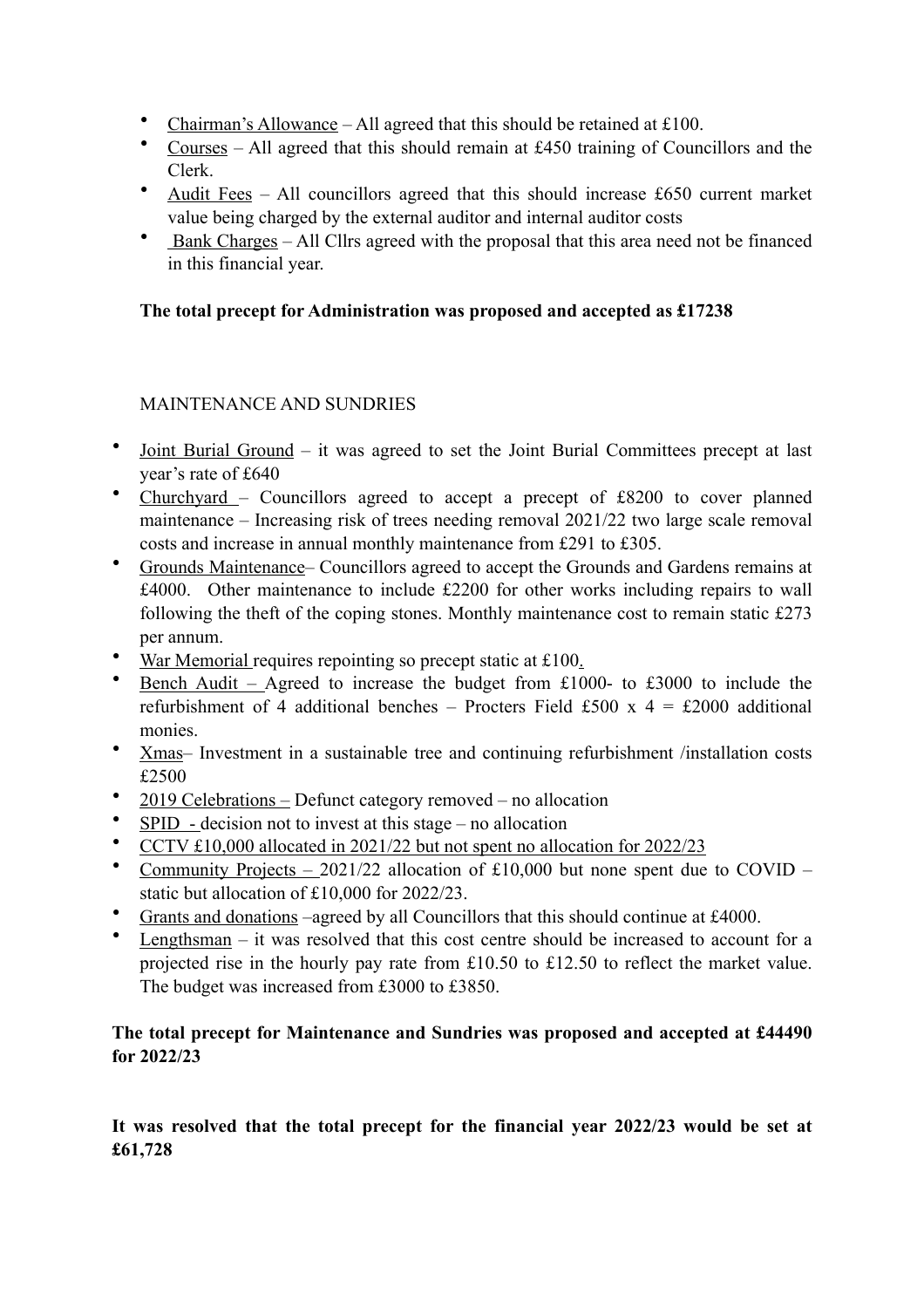- Chairman's Allowance – All agreed that this should be retained at £100.
- Courses – All agreed that this should remain at £450 training of Councillors and the Clerk.
- Audit Fees – All councillors agreed that this should increase £650 current market value being charged by the external auditor and internal auditor costs
- Bank Charges – All Cllrs agreed with the proposal that this area need not be financed in this financial year.

**The total precept for Administration was proposed and accepted as £17238**

MAINTENANCE AND SUNDRIES

- Joint Burial Ground – it was agreed to set the Joint Burial Committees precept at last year's rate of £640
- Churchyard – Councillors agreed to accept a precept of £8200 to cover planned maintenance – Increasing risk of trees needing removal 2021/22 two large scale removal costs and increase in annual monthly maintenance from £291 to £305.
- Grounds Maintenance– Councillors agreed to accept the Grounds and Gardens remains at £4000. Other maintenance to include £2200 for other works including repairs to wall following the theft of the coping stones. Monthly maintenance cost to remain static £273 per annum.
- War Memorial requires repointing so precept static at £100.
- Bench Audit – Agreed to increase the budget from £1000- to £3000 to include the refurbishment of 4 additional benches – Procters Field £500 x 4 = £2000 additional monies.
- Xmas– Investment in a sustainable tree and continuing refurbishment /installation costs £2500
- 2019 Celebrations – Defunct category removed – no allocation
- SPID - decision not to invest at this stage – no allocation
- CCTV £10,000 allocated in 2021/22 but not spent no allocation for 2022/23
- Community Projects – 2021/22 allocation of £10,000 but none spent due to COVID – static but allocation of £10,000 for 2022/23.
- Grants and donations –agreed by all Councillors that this should continue at £4000.
- Lengthsman – it was resolved that this cost centre should be increased to account for a projected rise in the hourly pay rate from £10.50 to £12.50 to reflect the market value. The budget was increased from £3000 to £3850.

**The total precept for Maintenance and Sundries was proposed and accepted at £44490 for 2022/23**

**It was resolved that the total precept for the financial year 2022/23 would be set at £61,728**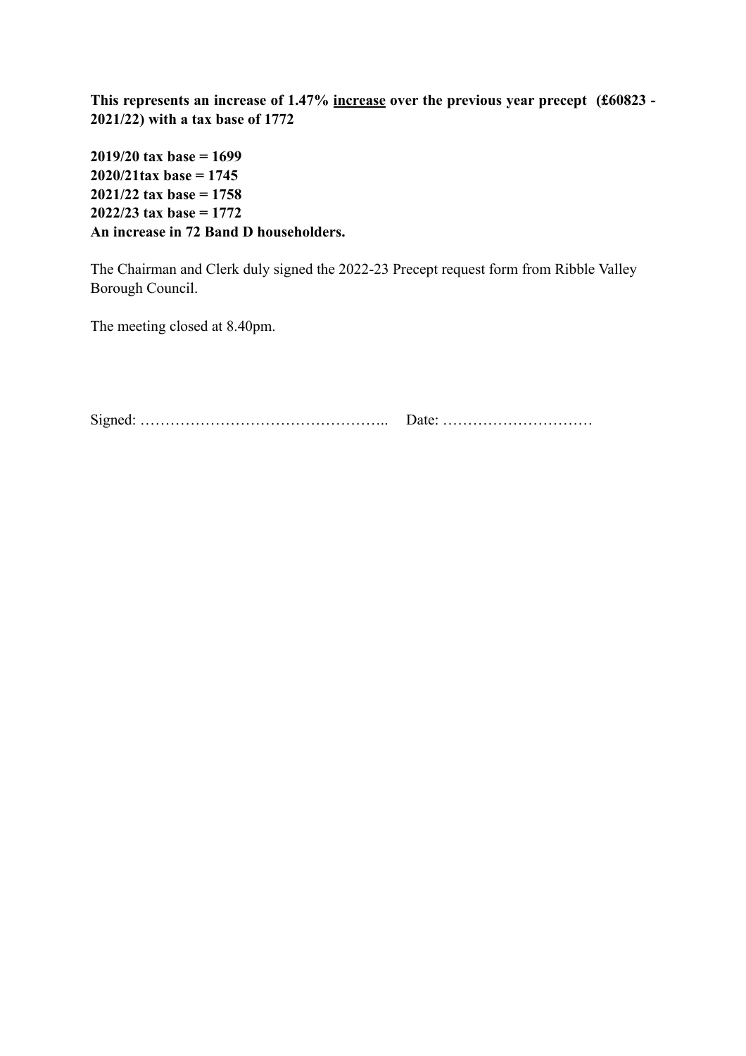**This represents an increase of 1.47% <u>increase</u> over the previous year precept (£60823 - 2021/22) with a tax base of 1772**

**2019/20 tax base = 1699**
**2020/21tax base = 1745**
**2021/22 tax base = 1758**
**2022/23 tax base = 1772**
**An increase in 72 Band D householders.**

The Chairman and Clerk duly signed the 2022-23 Precept request form from Ribble Valley Borough Council.

The meeting closed at 8.40pm.

Signed: ………………………………………….. Date: …………………………